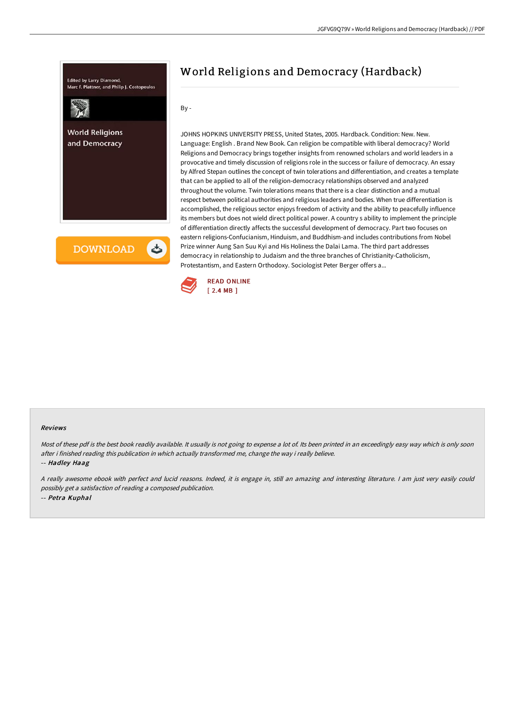# World Religions and Democracy (Hardback)

By -

JOHNS HOPKINS UNIVERSITY PRESS, United States, 2005. Hardback. Condition: New. New. Language: English . Brand New Book. Can religion be compatible with liberal democracy? World Religions and Democracy brings together insights from renowned scholars and world leaders in a provocative and timely discussion of religions role in the success or failure of democracy. An essay by Alfred Stepan outlines the concept of twin tolerations and differentiation, and creates a template that can be applied to all of the religion-democracy relationships observed and analyzed throughout the volume. Twin tolerations means that there is a clear distinction and a mutual respect between political authorities and religious leaders and bodies. When true differentiation is accomplished, the religious sector enjoys freedom of activity and the ability to peacefully influence its members but does not wield direct political power. A country s ability to implement the principle of differentiation directly affects the successful development of democracy. Part two focuses on eastern religions-Confucianism, Hinduism, and Buddhism-and includes contributions from Nobel Prize winner Aung San Suu Kyi and His Holiness the Dalai Lama. The third part addresses democracy in relationship to Judaism and the three branches of Christianity-Catholicism, Protestantism, and Eastern Orthodoxy. Sociologist Peter Berger offers a...

READ ONLINE
[ 2.4 MB ]

### Reviews

*Most of these pdf is the best book readily available. It usually is not going to expense a lot of. Its been printed in an exceedingly easy way which is only soon after i finished reading this publication in which actually transformed me, change the way i really believe.*

-- ***Hadley Haag***

*A really awesome ebook with perfect and lucid reasons. Indeed, it is engage in, still an amazing and interesting literature. I am just very easily could possibly get a satisfaction of reading a composed publication.*

-- ***Petra Kuphal***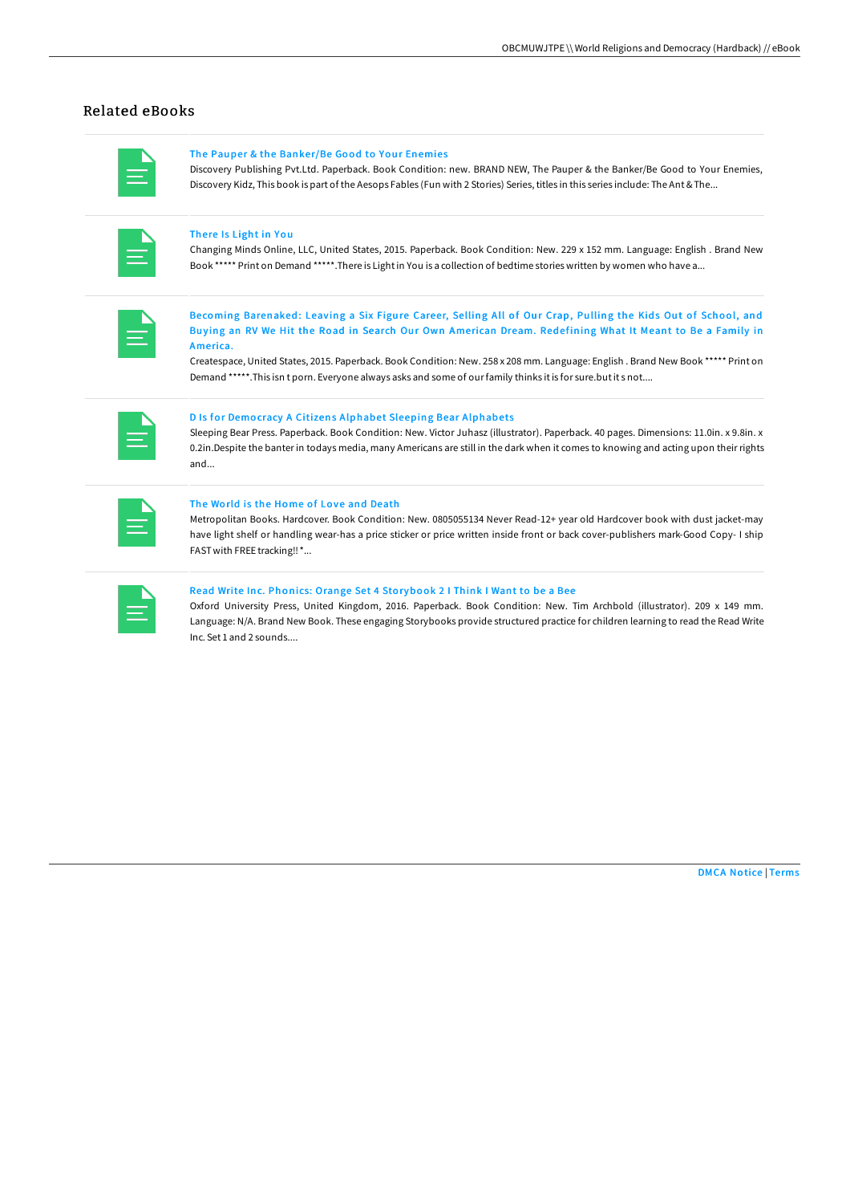## Related eBooks

### The Pauper & the Banker/Be Good to Your Enemies

Discovery Publishing Pvt.Ltd. Paperback. Book Condition: new. BRAND NEW, The Pauper & the Banker/Be Good to Your Enemies, Discovery Kidz, This book is part of the Aesops Fables (Fun with 2 Stories) Series, titles in this series include: The Ant & The...

### There Is Light in You

Changing Minds Online, LLC, United States, 2015. Paperback. Book Condition: New. 229 x 152 mm. Language: English . Brand New Book ***** Print on Demand *****.There is Light in You is a collection of bedtime stories written by women who have a...

### Becoming Barenaked: Leaving a Six Figure Career, Selling All of Our Crap, Pulling the Kids Out of School, and Buying an RV We Hit the Road in Search Our Own American Dream. Redefining What It Meant to Be a Family in America.

Createspace, United States, 2015. Paperback. Book Condition: New. 258 x 208 mm. Language: English . Brand New Book ***** Print on Demand *****.This isn t porn. Everyone always asks and some of our family thinks it is for sure.but it s not....

### D Is for Democracy A Citizens Alphabet Sleeping Bear Alphabets

Sleeping Bear Press. Paperback. Book Condition: New. Victor Juhasz (illustrator). Paperback. 40 pages. Dimensions: 11.0in. x 9.8in. x 0.2in.Despite the banter in todays media, many Americans are still in the dark when it comes to knowing and acting upon their rights and...

### The World is the Home of Love and Death

Metropolitan Books. Hardcover. Book Condition: New. 0805055134 Never Read-12+ year old Hardcover book with dust jacket-may have light shelf or handling wear-has a price sticker or price written inside front or back cover-publishers mark-Good Copy- I ship FAST with FREE tracking!! *...

### Read Write Inc. Phonics: Orange Set 4 Storybook 2 I Think I Want to be a Bee

Oxford University Press, United Kingdom, 2016. Paperback. Book Condition: New. Tim Archbold (illustrator). 209 x 149 mm. Language: N/A. Brand New Book. These engaging Storybooks provide structured practice for children learning to read the Read Write Inc. Set 1 and 2 sounds....

DMCA Notice | Terms